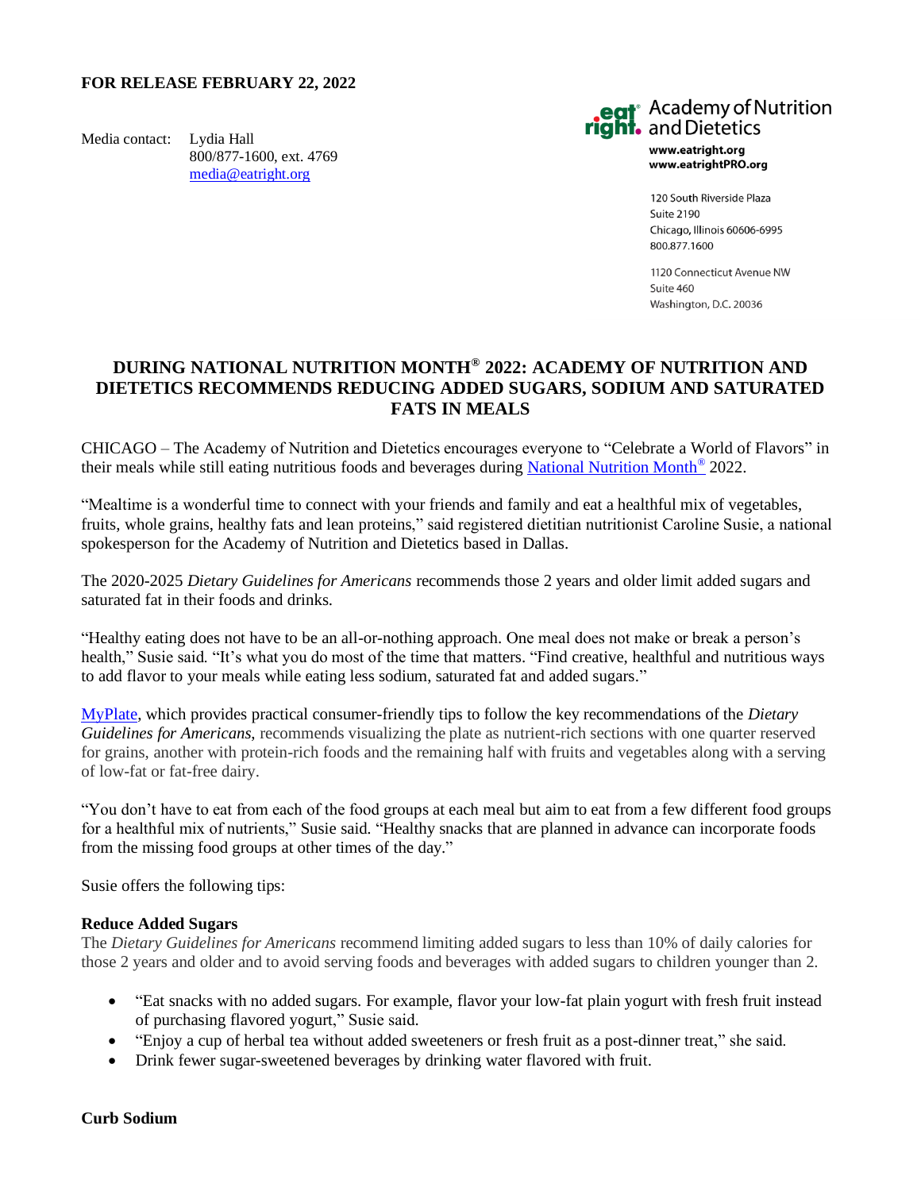**FOR RELEASE FEBRUARY 22, 2022**

Media contact: Lydia Hall
800/877-1600, ext. 4769
media@eatright.org

eat right. Academy of Nutrition and Dietetics
www.eatright.org
www.eatrightPRO.org

120 South Riverside Plaza
Suite 2190
Chicago, Illinois 60606-6995
800.877.1600

1120 Connecticut Avenue NW
Suite 460
Washington, D.C. 20036

# DURING NATIONAL NUTRITION MONTH® 2022: ACADEMY OF NUTRITION AND DIETETICS RECOMMENDS REDUCING ADDED SUGARS, SODIUM AND SATURATED FATS IN MEALS

CHICAGO – The Academy of Nutrition and Dietetics encourages everyone to "Celebrate a World of Flavors" in their meals while still eating nutritious foods and beverages during National Nutrition Month® 2022.

"Mealtime is a wonderful time to connect with your friends and family and eat a healthful mix of vegetables, fruits, whole grains, healthy fats and lean proteins," said registered dietitian nutritionist Caroline Susie, a national spokesperson for the Academy of Nutrition and Dietetics based in Dallas.

The 2020-2025 *Dietary Guidelines for Americans* recommends those 2 years and older limit added sugars and saturated fat in their foods and drinks.

"Healthy eating does not have to be an all-or-nothing approach. One meal does not make or break a person's health," Susie said. "It's what you do most of the time that matters. "Find creative, healthful and nutritious ways to add flavor to your meals while eating less sodium, saturated fat and added sugars."

MyPlate, which provides practical consumer-friendly tips to follow the key recommendations of the *Dietary Guidelines for Americans*, recommends visualizing the plate as nutrient-rich sections with one quarter reserved for grains, another with protein-rich foods and the remaining half with fruits and vegetables along with a serving of low-fat or fat-free dairy.

"You don't have to eat from each of the food groups at each meal but aim to eat from a few different food groups for a healthful mix of nutrients," Susie said. "Healthy snacks that are planned in advance can incorporate foods from the missing food groups at other times of the day."

Susie offers the following tips:

**Reduce Added Sugars**

The *Dietary Guidelines for Americans* recommend limiting added sugars to less than 10% of daily calories for those 2 years and older and to avoid serving foods and beverages with added sugars to children younger than 2.

- "Eat snacks with no added sugars. For example, flavor your low-fat plain yogurt with fresh fruit instead of purchasing flavored yogurt," Susie said.
- "Enjoy a cup of herbal tea without added sweeteners or fresh fruit as a post-dinner treat," she said.
- Drink fewer sugar-sweetened beverages by drinking water flavored with fruit.

**Curb Sodium**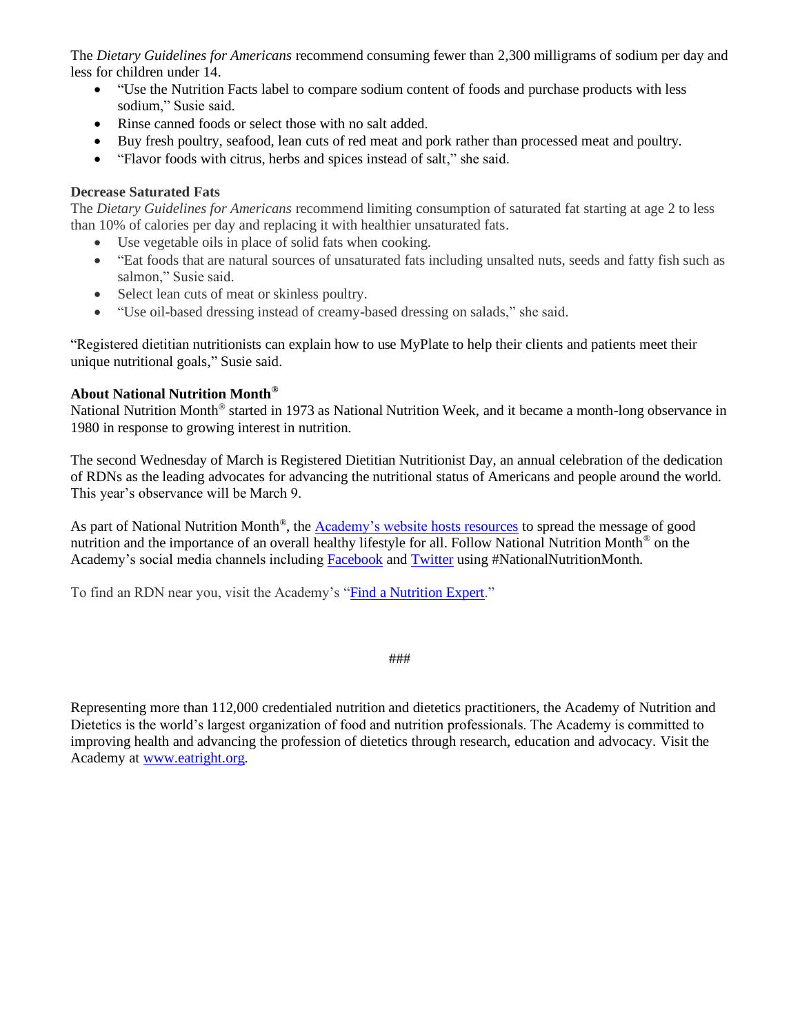The *Dietary Guidelines for Americans* recommend consuming fewer than 2,300 milligrams of sodium per day and less for children under 14.

- "Use the Nutrition Facts label to compare sodium content of foods and purchase products with less sodium," Susie said.
- Rinse canned foods or select those with no salt added.
- Buy fresh poultry, seafood, lean cuts of red meat and pork rather than processed meat and poultry.
- "Flavor foods with citrus, herbs and spices instead of salt," she said.

**Decrease Saturated Fats**

The *Dietary Guidelines for Americans* recommend limiting consumption of saturated fat starting at age 2 to less than 10% of calories per day and replacing it with healthier unsaturated fats.

- Use vegetable oils in place of solid fats when cooking.
- "Eat foods that are natural sources of unsaturated fats including unsalted nuts, seeds and fatty fish such as salmon," Susie said.
- Select lean cuts of meat or skinless poultry.
- "Use oil-based dressing instead of creamy-based dressing on salads," she said.

"Registered dietitian nutritionists can explain how to use MyPlate to help their clients and patients meet their unique nutritional goals," Susie said.

**About National Nutrition Month®**

National Nutrition Month® started in 1973 as National Nutrition Week, and it became a month-long observance in 1980 in response to growing interest in nutrition.

The second Wednesday of March is Registered Dietitian Nutritionist Day, an annual celebration of the dedication of RDNs as the leading advocates for advancing the nutritional status of Americans and people around the world. This year's observance will be March 9.

As part of National Nutrition Month®, the Academy's website hosts resources to spread the message of good nutrition and the importance of an overall healthy lifestyle for all. Follow National Nutrition Month® on the Academy's social media channels including Facebook and Twitter using #NationalNutritionMonth.

To find an RDN near you, visit the Academy's "Find a Nutrition Expert."

###

Representing more than 112,000 credentialed nutrition and dietetics practitioners, the Academy of Nutrition and Dietetics is the world's largest organization of food and nutrition professionals. The Academy is committed to improving health and advancing the profession of dietetics through research, education and advocacy. Visit the Academy at www.eatright.org.